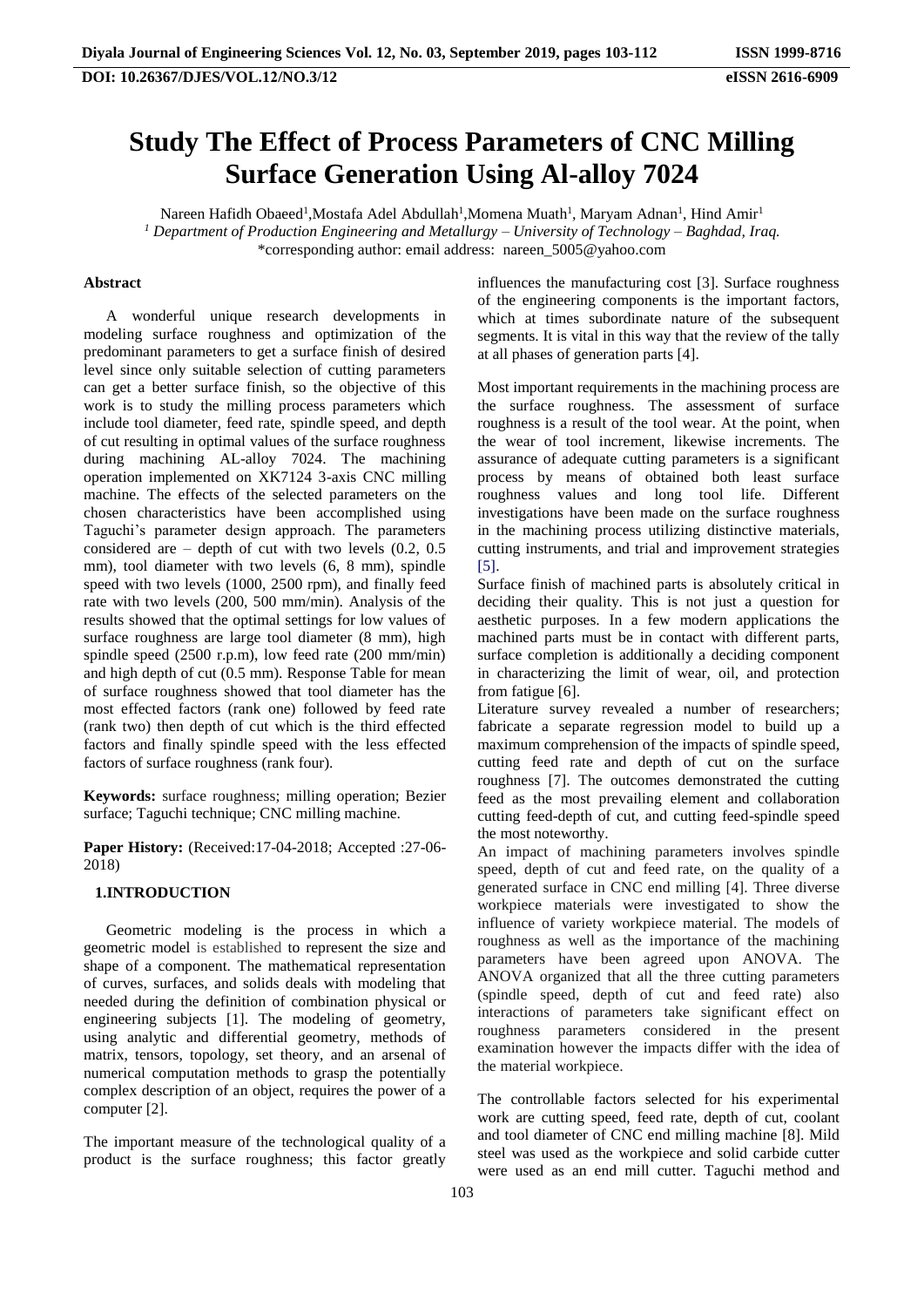# Study The Effect of Process Parameters of CNC Milling Surface Generation Using Al-alloy 7024

Nareen Hafidh Obaeed[1],Mostafa Adel Abdullah[1],Momena Muath[1], Maryam Adnan[1], Hind Amir[1]

[1] *Department of Production Engineering and Metallurgy – University of Technology – Baghdad, Iraq.*

*corresponding author: email address: nareen_5005@yahoo.com

### Abstract

A wonderful unique research developments in modeling surface roughness and optimization of the predominant parameters to get a surface finish of desired level since only suitable selection of cutting parameters can get a better surface finish, so the objective of this work is to study the milling process parameters which include tool diameter, feed rate, spindle speed, and depth of cut resulting in optimal values of the surface roughness during machining AL-alloy 7024. The machining operation implemented on XK7124 3-axis CNC milling machine. The effects of the selected parameters on the chosen characteristics have been accomplished using Taguchi's parameter design approach. The parameters considered are – depth of cut with two levels (0.2, 0.5 mm), tool diameter with two levels (6, 8 mm), spindle speed with two levels (1000, 2500 rpm), and finally feed rate with two levels (200, 500 mm/min). Analysis of the results showed that the optimal settings for low values of surface roughness are large tool diameter (8 mm), high spindle speed (2500 r.p.m), low feed rate (200 mm/min) and high depth of cut (0.5 mm). Response Table for mean of surface roughness showed that tool diameter has the most effected factors (rank one) followed by feed rate (rank two) then depth of cut which is the third effected factors and finally spindle speed with the less effected factors of surface roughness (rank four).

**Keywords:** surface roughness; milling operation; Bezier surface; Taguchi technique; CNC milling machine.

**Paper History:** (Received:17-04-2018; Accepted :27-06-2018)

## 1.INTRODUCTION

Geometric modeling is the process in which a geometric model is established to represent the size and shape of a component. The mathematical representation of curves, surfaces, and solids deals with modeling that needed during the definition of combination physical or engineering subjects [1]. The modeling of geometry, using analytic and differential geometry, methods of matrix, tensors, topology, set theory, and an arsenal of numerical computation methods to grasp the potentially complex description of an object, requires the power of a computer [2].

The important measure of the technological quality of a product is the surface roughness; this factor greatly influences the manufacturing cost [3]. Surface roughness of the engineering components is the important factors, which at times subordinate nature of the subsequent segments. It is vital in this way that the review of the tally at all phases of generation parts [4].

Most important requirements in the machining process are the surface roughness. The assessment of surface roughness is a result of the tool wear. At the point, when the wear of tool increment, likewise increments. The assurance of adequate cutting parameters is a significant process by means of obtained both least surface roughness values and long tool life. Different investigations have been made on the surface roughness in the machining process utilizing distinctive materials, cutting instruments, and trial and improvement strategies [5].

Surface finish of machined parts is absolutely critical in deciding their quality. This is not just a question for aesthetic purposes. In a few modern applications the machined parts must be in contact with different parts, surface completion is additionally a deciding component in characterizing the limit of wear, oil, and protection from fatigue [6].

Literature survey revealed a number of researchers; fabricate a separate regression model to build up a maximum comprehension of the impacts of spindle speed, cutting feed rate and depth of cut on the surface roughness [7]. The outcomes demonstrated the cutting feed as the most prevailing element and collaboration cutting feed-depth of cut, and cutting feed-spindle speed the most noteworthy.

An impact of machining parameters involves spindle speed, depth of cut and feed rate, on the quality of a generated surface in CNC end milling [4]. Three diverse workpiece materials were investigated to show the influence of variety workpiece material. The models of roughness as well as the importance of the machining parameters have been agreed upon ANOVA. The ANOVA organized that all the three cutting parameters (spindle speed, depth of cut and feed rate) also interactions of parameters take significant effect on roughness parameters considered in the present examination however the impacts differ with the idea of the material workpiece.

The controllable factors selected for his experimental work are cutting speed, feed rate, depth of cut, coolant and tool diameter of CNC end milling machine [8]. Mild steel was used as the workpiece and solid carbide cutter were used as an end mill cutter. Taguchi method and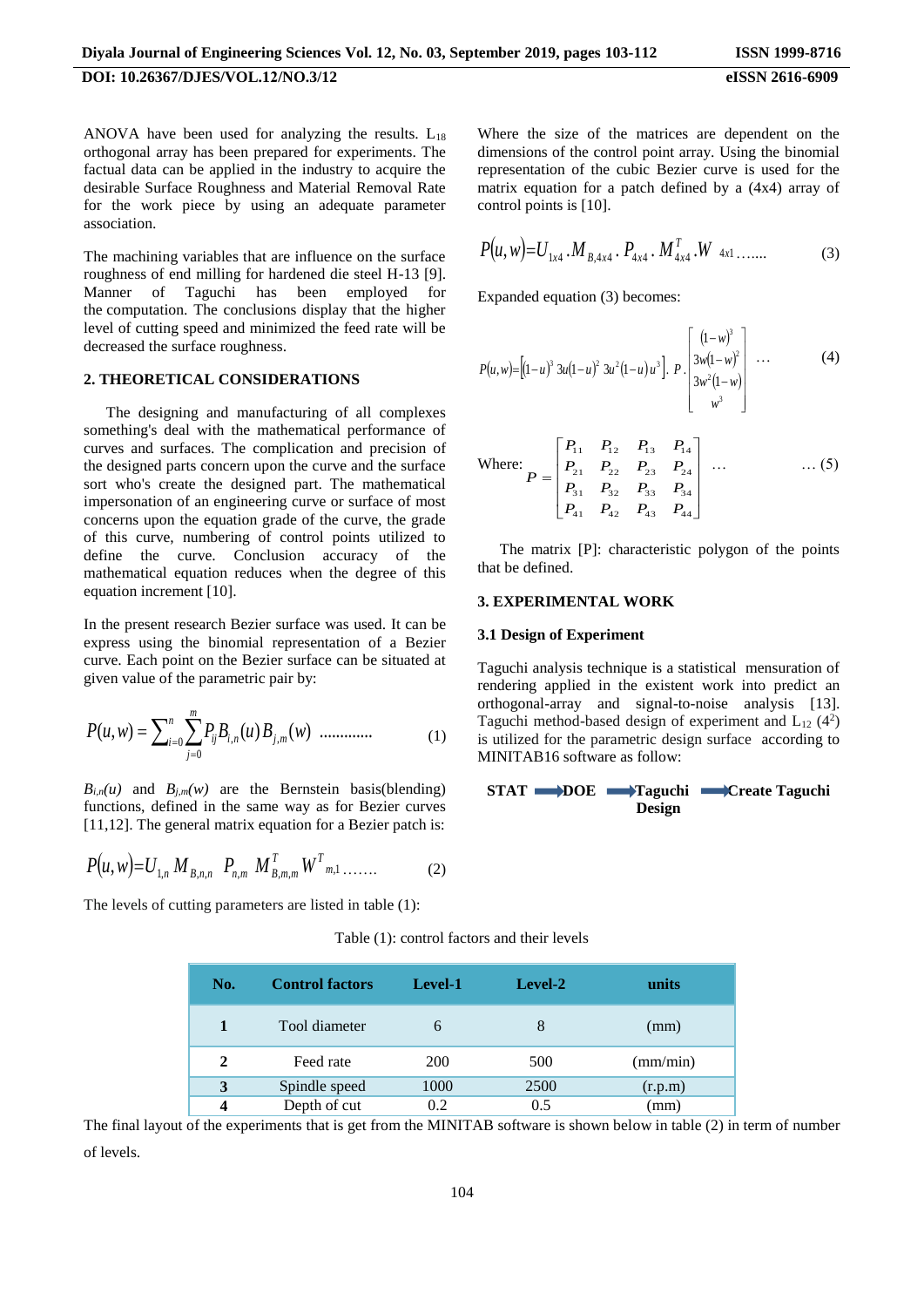ANOVA have been used for analyzing the results. $L_{18}$ orthogonal array has been prepared for experiments. The factual data can be applied in the industry to acquire the desirable Surface Roughness and Material Removal Rate for the work piece by using an adequate parameter association.

The machining variables that are influence on the surface roughness of end milling for hardened die steel H-13 [9]. Manner of Taguchi has been employed for the computation. The conclusions display that the higher level of cutting speed and minimized the feed rate will be decreased the surface roughness.

## 2. THEORETICAL CONSIDERATIONS

The designing and manufacturing of all complexes something's deal with the mathematical performance of curves and surfaces. The complication and precision of the designed parts concern upon the curve and the surface sort who's create the designed part. The mathematical impersonation of an engineering curve or surface of most concerns upon the equation grade of the curve, the grade of this curve, numbering of control points utilized to define the curve. Conclusion accuracy of the mathematical equation reduces when the degree of this equation increment [10].

In the present research Bezier surface was used. It can be express using the binomial representation of a Bezier curve. Each point on the Bezier surface can be situated at given value of the parametric pair by:

$$P(u,w) = \sum_{i=0}^{n} \sum_{j=0}^{m} P_{ij} B_{i,n}(u) B_{j,m}(w) \quad \ldots\ldots\ldots\ldots \quad (1)$$

$B_{i,n}(u)$ and $B_{j,m}(w)$ are the Bernstein basis(blending) functions, defined in the same way as for Bezier curves [11,12]. The general matrix equation for a Bezier patch is:

$$P(u,w)=U_{1,n}\, M_{B,n,n}\;\; P_{n,m}\;\; M^{T}_{B,m,m}\, W^{T}{}_{m,1} \ldots\ldots \quad (2)$$

Where the size of the matrices are dependent on the dimensions of the control point array. Using the binomial representation of the cubic Bezier curve is used for the matrix equation for a patch defined by a (4x4) array of control points is [10].

$$P(u,w)=U_{1x4} \cdot M_{B,4x4} \cdot P_{4x4} \cdot M^{T}_{4x4} \cdot W_{4x1} \ldots\ldots \quad (3)$$

Expanded equation (3) becomes:

$$P(u,w)=\left[(1-u)^3 \;\; 3u(1-u)^2 \;\; 3u^2(1-u) \;\; u^3\right] \cdot P \cdot \begin{bmatrix} (1-w)^3 \\ 3w(1-w)^2 \\ 3w^2(1-w) \\ w^3 \end{bmatrix} \quad \ldots \quad (4)$$

Where:

$$P = \begin{bmatrix} P_{11} & P_{12} & P_{13} & P_{14} \\ P_{21} & P_{22} & P_{23} & P_{24} \\ P_{31} & P_{32} & P_{33} & P_{34} \\ P_{41} & P_{42} & P_{43} & P_{44} \end{bmatrix} \quad \ldots \quad \ldots (5)$$

The matrix [P]: characteristic polygon of the points that be defined.

## 3. EXPERIMENTAL WORK

### 3.1 Design of Experiment

Taguchi analysis technique is a statistical mensuration of rendering applied in the existent work into predict an orthogonal-array and signal-to-noise analysis [13]. Taguchi method-based design of experiment and $L_{12}$ ($4^2$) is utilized for the parametric design surface according to MINITAB16 software as follow:

**STAT → DOE → Taguchi Design → Create Taguchi**

The levels of cutting parameters are listed in table (1):

Table (1): control factors and their levels

| No. | Control factors | Level-1 | Level-2 | units |
|---|---|---|---|---|
| **1** | Tool diameter | 6 | 8 | (mm) |
| **2** | Feed rate | 200 | 500 | (mm/min) |
| **3** | Spindle speed | 1000 | 2500 | (r.p.m) |
| **4** | Depth of cut | 0.2 | 0.5 | (mm) |

The final layout of the experiments that is get from the MINITAB software is shown below in table (2) in term of number of levels.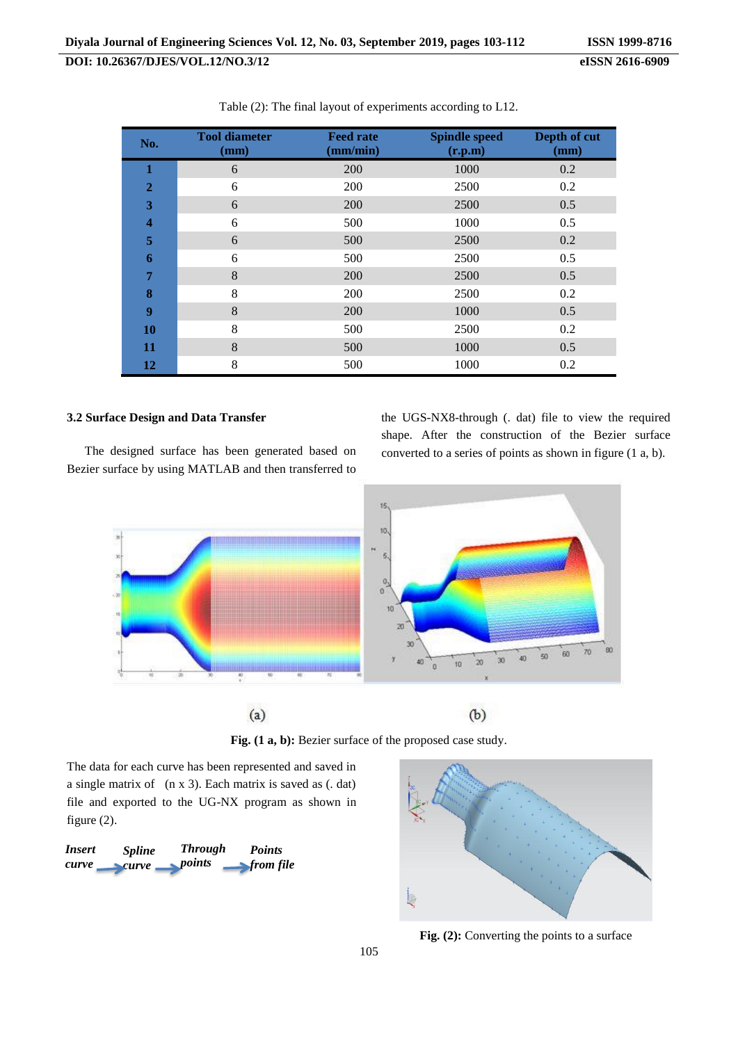Table (2): The final layout of experiments according to L12.

| No. | Tool diameter (mm) | Feed rate (mm/min) | Spindle speed (r.p.m) | Depth of cut (mm) |
|---|---|---|---|---|
| 1 | 6 | 200 | 1000 | 0.2 |
| 2 | 6 | 200 | 2500 | 0.2 |
| 3 | 6 | 200 | 2500 | 0.5 |
| 4 | 6 | 500 | 1000 | 0.5 |
| 5 | 6 | 500 | 2500 | 0.2 |
| 6 | 6 | 500 | 2500 | 0.5 |
| 7 | 8 | 200 | 2500 | 0.5 |
| 8 | 8 | 200 | 2500 | 0.2 |
| 9 | 8 | 200 | 1000 | 0.5 |
| 10 | 8 | 500 | 2500 | 0.2 |
| 11 | 8 | 500 | 1000 | 0.5 |
| 12 | 8 | 500 | 1000 | 0.2 |

### 3.2 Surface Design and Data Transfer

The designed surface has been generated based on Bezier surface by using MATLAB and then transferred to the UGS-NX8-through (. dat) file to view the required shape. After the construction of the Bezier surface converted to a series of points as shown in figure (1 a, b).

(a) (b)

**Fig. (1 a, b):** Bezier surface of the proposed case study.

The data for each curve has been represented and saved in a single matrix of (n x 3). Each matrix is saved as (. dat) file and exported to the UG-NX program as shown in figure (2).

*Insert curve* → *Spline curve* → *Through points* → *Points from file*

**Fig. (2):** Converting the points to a surface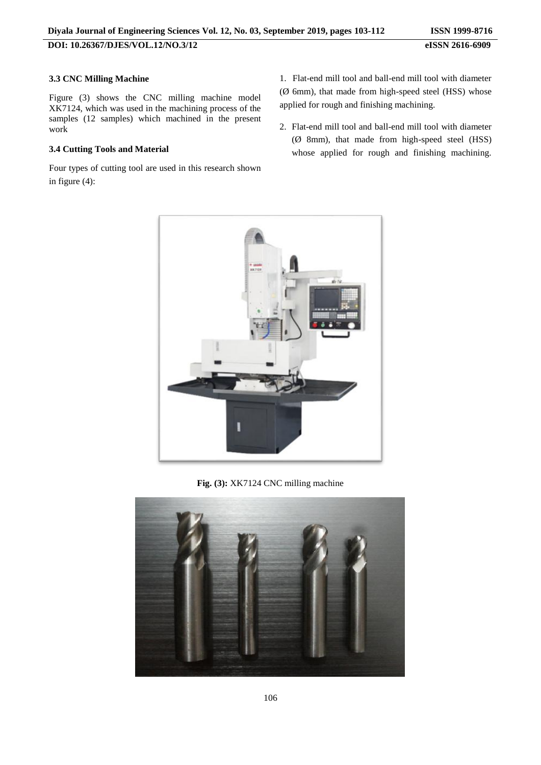### 3.3 CNC Milling Machine

Figure (3) shows the CNC milling machine model XK7124, which was used in the machining process of the samples (12 samples) which machined in the present work

### 3.4 Cutting Tools and Material

Four types of cutting tool are used in this research shown in figure (4):

1. Flat-end mill tool and ball-end mill tool with diameter (Ø 6mm), that made from high-speed steel (HSS) whose applied for rough and finishing machining.
2. Flat-end mill tool and ball-end mill tool with diameter (Ø 8mm), that made from high-speed steel (HSS) whose applied for rough and finishing machining.

**Fig. (3):** XK7124 CNC milling machine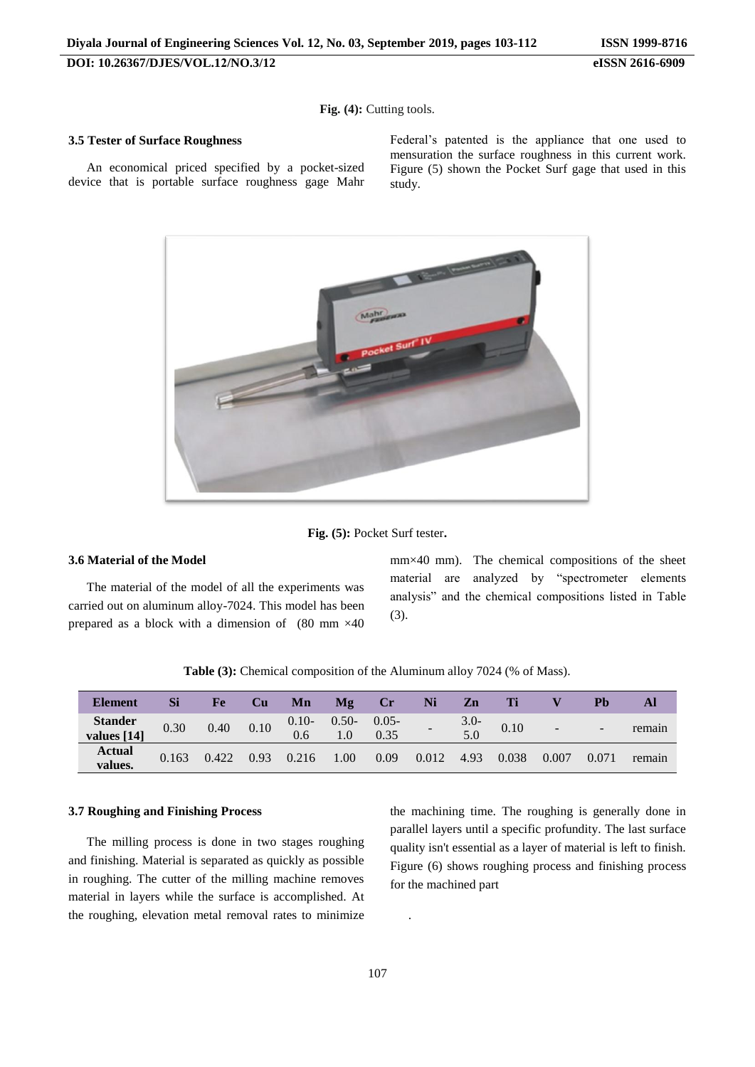Fig. (4): Cutting tools.

### 3.5 Tester of Surface Roughness

An economical priced specified by a pocket-sized device that is portable surface roughness gage Mahr Federal's patented is the appliance that one used to mensuration the surface roughness in this current work. Figure (5) shown the Pocket Surf gage that used in this study.

**Fig. (5):** Pocket Surf tester**.**

### 3.6 Material of the Model

The material of the model of all the experiments was carried out on aluminum alloy-7024. This model has been prepared as a block with a dimension of (80 mm ×40 mm×40 mm). The chemical compositions of the sheet material are analyzed by "spectrometer elements analysis" and the chemical compositions listed in Table (3).

**Table (3):** Chemical composition of the Aluminum alloy 7024 (% of Mass).

| Element | Si | Fe | Cu | Mn | Mg | Cr | Ni | Zn | Ti | V | Pb | Al |
|---|---|---|---|---|---|---|---|---|---|---|---|---|
| Stander values [14] | 0.30 | 0.40 | 0.10 | 0.10-0.6 | 0.50-1.0 | 0.05-0.35 | - | 3.0-5.0 | 0.10 | - | - | remain |
| Actual values. | 0.163 | 0.422 | 0.93 | 0.216 | 1.00 | 0.09 | 0.012 | 4.93 | 0.038 | 0.007 | 0.071 | remain |

### 3.7 Roughing and Finishing Process

The milling process is done in two stages roughing and finishing. Material is separated as quickly as possible in roughing. The cutter of the milling machine removes material in layers while the surface is accomplished. At the roughing, elevation metal removal rates to minimize the machining time. The roughing is generally done in parallel layers until a specific profundity. The last surface quality isn't essential as a layer of material is left to finish. Figure (6) shows roughing process and finishing process for the machined part

.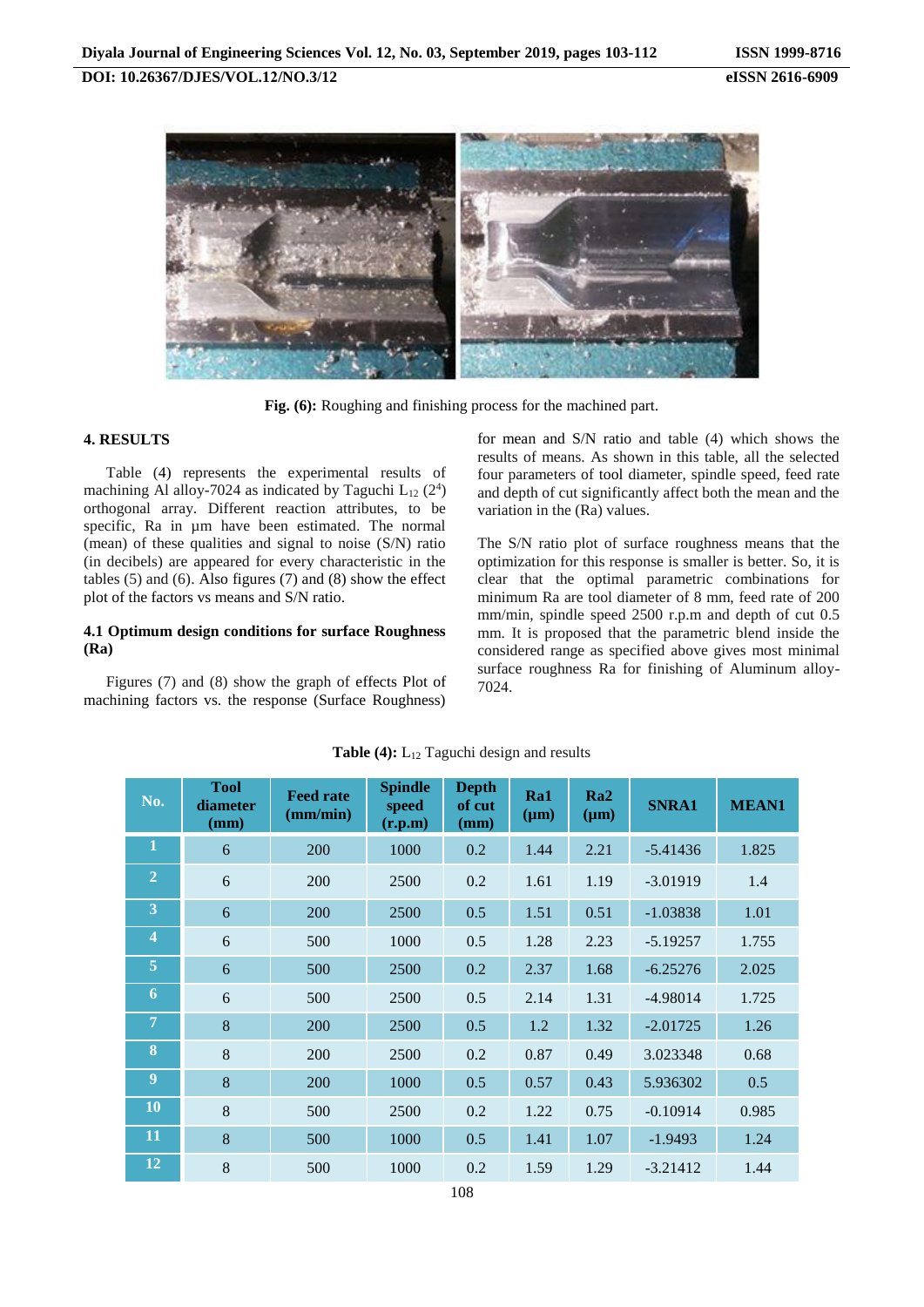Fig. (6): Roughing and finishing process for the machined part.

## 4. RESULTS

Table (4) represents the experimental results of machining Al alloy-7024 as indicated by Taguchi $L_{12}$ ($2^4$) orthogonal array. Different reaction attributes, to be specific, Ra in µm have been estimated. The normal (mean) of these qualities and signal to noise (S/N) ratio (in decibels) are appeared for every characteristic in the tables (5) and (6). Also figures (7) and (8) show the effect plot of the factors vs means and S/N ratio.

### 4.1 Optimum design conditions for surface Roughness (Ra)

Figures (7) and (8) show the graph of effects Plot of machining factors vs. the response (Surface Roughness) for mean and S/N ratio and table (4) which shows the results of means. As shown in this table, all the selected four parameters of tool diameter, spindle speed, feed rate and depth of cut significantly affect both the mean and the variation in the (Ra) values.

The S/N ratio plot of surface roughness means that the optimization for this response is smaller is better. So, it is clear that the optimal parametric combinations for minimum Ra are tool diameter of 8 mm, feed rate of 200 mm/min, spindle speed 2500 r.p.m and depth of cut 0.5 mm. It is proposed that the parametric blend inside the considered range as specified above gives most minimal surface roughness Ra for finishing of Aluminum alloy-7024.

**Table (4):** $L_{12}$ Taguchi design and results

| No. | Tool diameter (mm) | Feed rate (mm/min) | Spindle speed (r.p.m) | Depth of cut (mm) | Ra1 (µm) | Ra2 (µm) | SNRA1 | MEAN1 |
|---|---|---|---|---|---|---|---|---|
| 1 | 6 | 200 | 1000 | 0.2 | 1.44 | 2.21 | -5.41436 | 1.825 |
| 2 | 6 | 200 | 2500 | 0.2 | 1.61 | 1.19 | -3.01919 | 1.4 |
| 3 | 6 | 200 | 2500 | 0.5 | 1.51 | 0.51 | -1.03838 | 1.01 |
| 4 | 6 | 500 | 1000 | 0.5 | 1.28 | 2.23 | -5.19257 | 1.755 |
| 5 | 6 | 500 | 2500 | 0.2 | 2.37 | 1.68 | -6.25276 | 2.025 |
| 6 | 6 | 500 | 2500 | 0.5 | 2.14 | 1.31 | -4.98014 | 1.725 |
| 7 | 8 | 200 | 2500 | 0.5 | 1.2 | 1.32 | -2.01725 | 1.26 |
| 8 | 8 | 200 | 2500 | 0.2 | 0.87 | 0.49 | 3.023348 | 0.68 |
| 9 | 8 | 200 | 1000 | 0.5 | 0.57 | 0.43 | 5.936302 | 0.5 |
| 10 | 8 | 500 | 2500 | 0.2 | 1.22 | 0.75 | -0.10914 | 0.985 |
| 11 | 8 | 500 | 1000 | 0.5 | 1.41 | 1.07 | -1.9493 | 1.24 |
| 12 | 8 | 500 | 1000 | 0.2 | 1.59 | 1.29 | -3.21412 | 1.44 |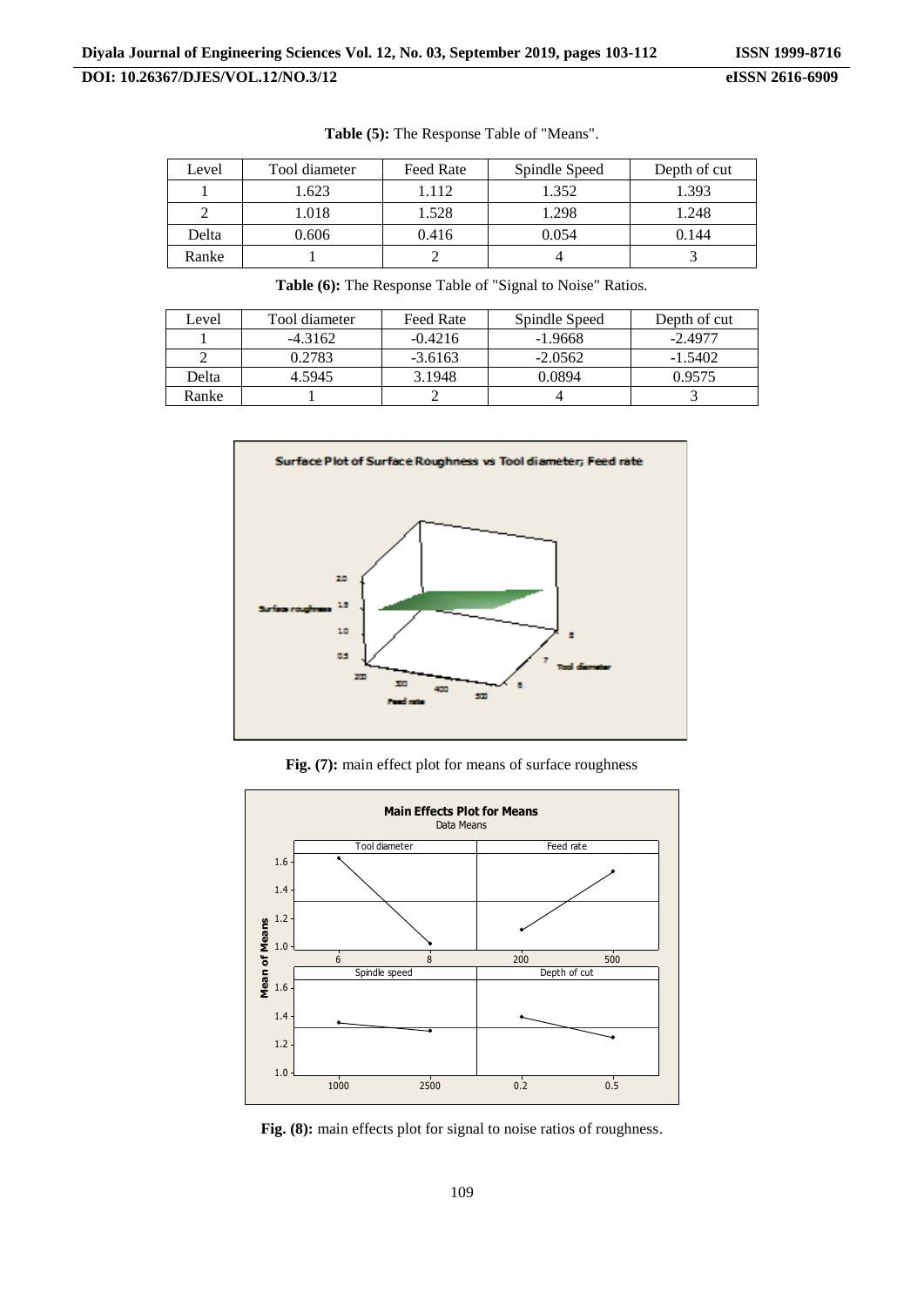**Table (5):** The Response Table of "Means".

| Level | Tool diameter | Feed Rate | Spindle Speed | Depth of cut |
|---|---|---|---|---|
| 1 | 1.623 | 1.112 | 1.352 | 1.393 |
| 2 | 1.018 | 1.528 | 1.298 | 1.248 |
| Delta | 0.606 | 0.416 | 0.054 | 0.144 |
| Ranke | 1 | 2 | 4 | 3 |

**Table (6):** The Response Table of "Signal to Noise" Ratios.

| Level | Tool diameter | Feed Rate | Spindle Speed | Depth of cut |
|---|---|---|---|---|
| 1 | -4.3162 | -0.4216 | -1.9668 | -2.4977 |
| 2 | 0.2783 | -3.6163 | -2.0562 | -1.5402 |
| Delta | 4.5945 | 3.1948 | 0.0894 | 0.9575 |
| Ranke | 1 | 2 | 4 | 3 |

**Fig. (7):** main effect plot for means of surface roughness

**Fig. (8):** main effects plot for signal to noise ratios of roughness.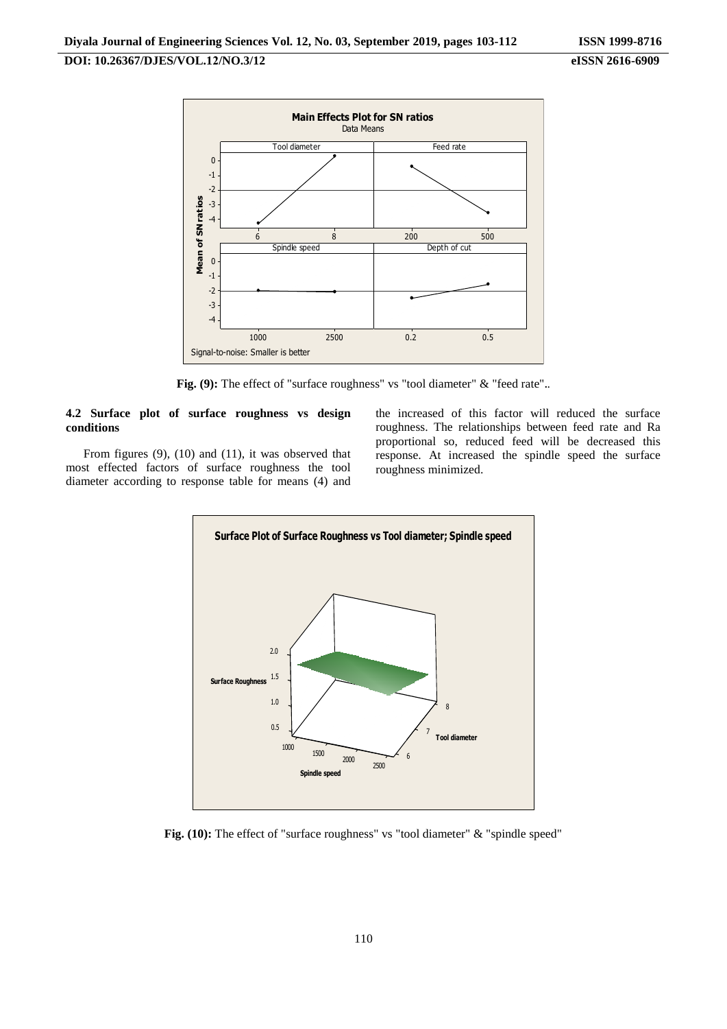Fig. (9): The effect of "surface roughness" vs "tool diameter" & "feed rate"..

### 4.2 Surface plot of surface roughness vs design conditions

From figures (9), (10) and (11), it was observed that most effected factors of surface roughness the tool diameter according to response table for means (4) and the increased of this factor will reduced the surface roughness. The relationships between feed rate and Ra proportional so, reduced feed will be decreased this response. At increased the spindle speed the surface roughness minimized.

Fig. (10): The effect of "surface roughness" vs "tool diameter" & "spindle speed"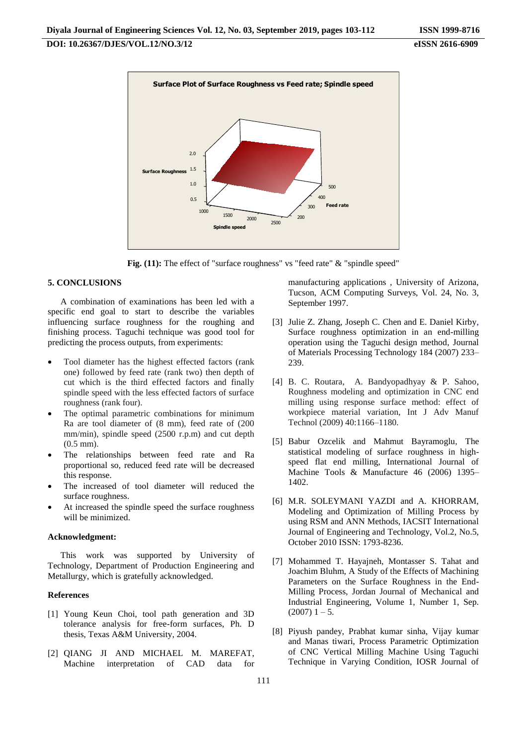Fig. (11): The effect of "surface roughness" vs "feed rate" & "spindle speed"

## 5. CONCLUSIONS

A combination of examinations has been led with a specific end goal to start to describe the variables influencing surface roughness for the roughing and finishing process. Taguchi technique was good tool for predicting the process outputs, from experiments:

- Tool diameter has the highest effected factors (rank one) followed by feed rate (rank two) then depth of cut which is the third effected factors and finally spindle speed with the less effected factors of surface roughness (rank four).
- The optimal parametric combinations for minimum Ra are tool diameter of (8 mm), feed rate of (200 mm/min), spindle speed (2500 r.p.m) and cut depth (0.5 mm).
- The relationships between feed rate and Ra proportional so, reduced feed rate will be decreased this response.
- The increased of tool diameter will reduced the surface roughness.
- At increased the spindle speed the surface roughness will be minimized.

### Acknowledgment:

This work was supported by University of Technology, Department of Production Engineering and Metallurgy, which is gratefully acknowledged.

### References

[1] Young Keun Choi, tool path generation and 3D tolerance analysis for free-form surfaces, Ph. D thesis, Texas A&M University, 2004.

[2] QIANG JI AND MICHAEL M. MAREFAT, Machine interpretation of CAD data for manufacturing applications , University of Arizona, Tucson, ACM Computing Surveys, Vol. 24, No. 3, September 1997.

[3] Julie Z. Zhang, Joseph C. Chen and E. Daniel Kirby, Surface roughness optimization in an end-milling operation using the Taguchi design method, Journal of Materials Processing Technology 184 (2007) 233–239.

[4] B. C. Routara, A. Bandyopadhyay & P. Sahoo, Roughness modeling and optimization in CNC end milling using response surface method: effect of workpiece material variation, Int J Adv Manuf Technol (2009) 40:1166–1180.

[5] Babur Ozcelik and Mahmut Bayramoglu, The statistical modeling of surface roughness in high-speed flat end milling, International Journal of Machine Tools & Manufacture 46 (2006) 1395–1402.

[6] M.R. SOLEYMANI YAZDI and A. KHORRAM, Modeling and Optimization of Milling Process by using RSM and ANN Methods, IACSIT International Journal of Engineering and Technology, Vol.2, No.5, October 2010 ISSN: 1793-8236.

[7] Mohammed T. Hayajneh, Montasser S. Tahat and Joachim Bluhm, A Study of the Effects of Machining Parameters on the Surface Roughness in the End-Milling Process, Jordan Journal of Mechanical and Industrial Engineering, Volume 1, Number 1, Sep. (2007) 1 – 5.

[8] Piyush pandey, Prabhat kumar sinha, Vijay kumar and Manas tiwari, Process Parametric Optimization of CNC Vertical Milling Machine Using Taguchi Technique in Varying Condition, IOSR Journal of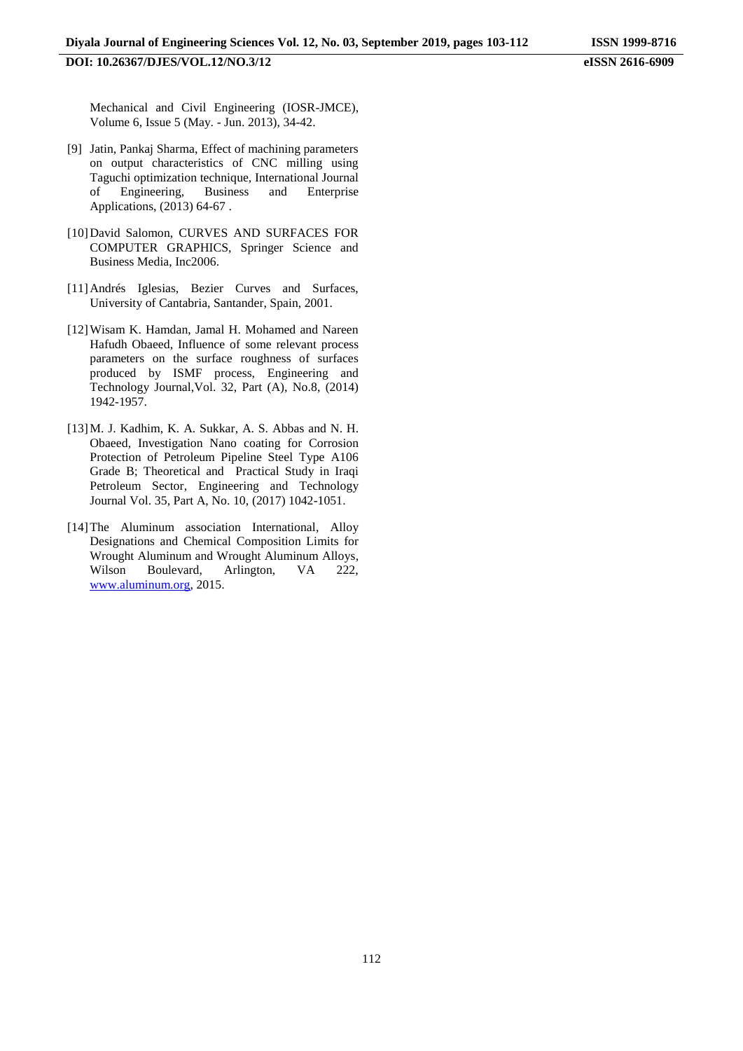Mechanical and Civil Engineering (IOSR-JMCE), Volume 6, Issue 5 (May. - Jun. 2013), 34-42.

[9] Jatin, Pankaj Sharma, Effect of machining parameters on output characteristics of CNC milling using Taguchi optimization technique, International Journal of Engineering, Business and Enterprise Applications, (2013) 64-67 .

[10] David Salomon, CURVES AND SURFACES FOR COMPUTER GRAPHICS, Springer Science and Business Media, Inc2006.

[11] Andrés Iglesias, Bezier Curves and Surfaces, University of Cantabria, Santander, Spain, 2001.

[12] Wisam K. Hamdan, Jamal H. Mohamed and Nareen Hafudh Obaeed, Influence of some relevant process parameters on the surface roughness of surfaces produced by ISMF process, Engineering and Technology Journal,Vol. 32, Part (A), No.8, (2014) 1942-1957.

[13] M. J. Kadhim, K. A. Sukkar, A. S. Abbas and N. H. Obaeed, Investigation Nano coating for Corrosion Protection of Petroleum Pipeline Steel Type A106 Grade B; Theoretical and Practical Study in Iraqi Petroleum Sector, Engineering and Technology Journal Vol. 35, Part A, No. 10, (2017) 1042-1051.

[14] The Aluminum association International, Alloy Designations and Chemical Composition Limits for Wrought Aluminum and Wrought Aluminum Alloys, Wilson Boulevard, Arlington, VA 222, www.aluminum.org, 2015.